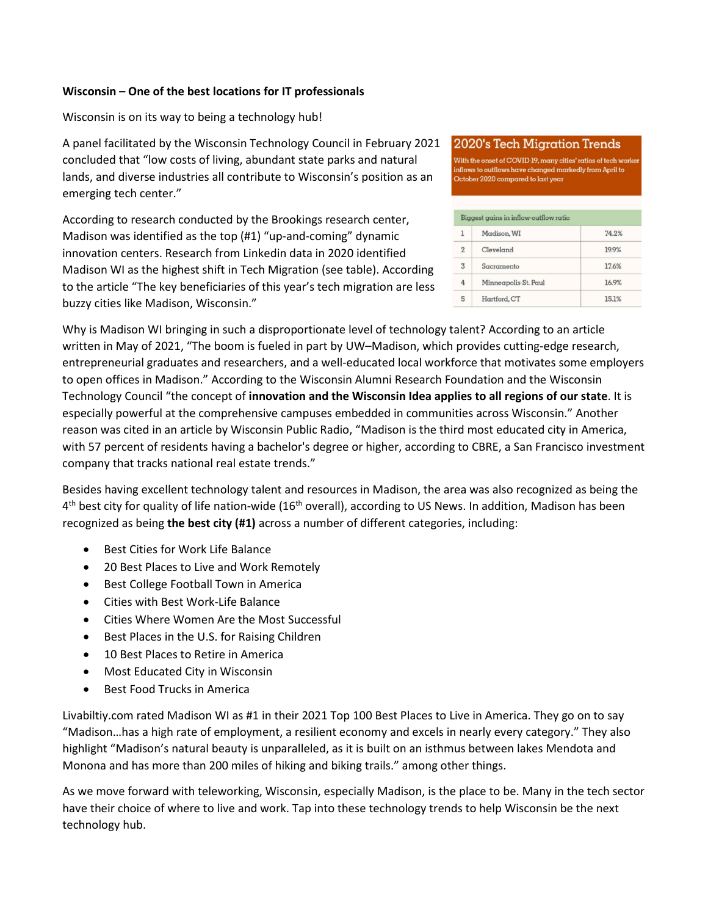**Wisconsin – One of the best locations for IT professionals**

Wisconsin is on its way to being a technology hub!

A panel facilitated by the Wisconsin Technology Council in February 2021 concluded that "low costs of living, abundant state parks and natural lands, and diverse industries all contribute to Wisconsin's position as an emerging tech center."

According to research conducted by the Brookings research center, Madison was identified as the top (#1) "up-and-coming" dynamic innovation centers. Research from Linkedin data in 2020 identified Madison WI as the highest shift in Tech Migration (see table). According to the article "The key beneficiaries of this year's tech migration are less buzzy cities like Madison, Wisconsin."

**2020's Tech Migration Trends**

With the onset of COVID-19, many cities' ratios of tech worker inflows to outflows have changed markedly from April to October 2020 compared to last year

| Biggest gains in inflow-outflow ratio | | |
|---|---|---|
| 1 | Madison, WI | 74.2% |
| 2 | Cleveland | 19.9% |
| 3 | Sacramento | 17.6% |
| 4 | Minneapolis-St. Paul | 16.9% |
| 5 | Hartford, CT | 15.1% |

Why is Madison WI bringing in such a disproportionate level of technology talent? According to an article written in May of 2021, "The boom is fueled in part by UW–Madison, which provides cutting-edge research, entrepreneurial graduates and researchers, and a well-educated local workforce that motivates some employers to open offices in Madison." According to the Wisconsin Alumni Research Foundation and the Wisconsin Technology Council "the concept of **innovation and the Wisconsin Idea applies to all regions of our state**. It is especially powerful at the comprehensive campuses embedded in communities across Wisconsin." Another reason was cited in an article by Wisconsin Public Radio, "Madison is the third most educated city in America, with 57 percent of residents having a bachelor's degree or higher, according to CBRE, a San Francisco investment company that tracks national real estate trends."

Besides having excellent technology talent and resources in Madison, the area was also recognized as being the 4th best city for quality of life nation-wide (16th overall), according to US News. In addition, Madison has been recognized as being **the best city (#1)** across a number of different categories, including:

- Best Cities for Work Life Balance
- 20 Best Places to Live and Work Remotely
- Best College Football Town in America
- Cities with Best Work-Life Balance
- Cities Where Women Are the Most Successful
- Best Places in the U.S. for Raising Children
- 10 Best Places to Retire in America
- Most Educated City in Wisconsin
- Best Food Trucks in America

Livabiltiy.com rated Madison WI as #1 in their 2021 Top 100 Best Places to Live in America. They go on to say "Madison…has a high rate of employment, a resilient economy and excels in nearly every category." They also highlight "Madison's natural beauty is unparalleled, as it is built on an isthmus between lakes Mendota and Monona and has more than 200 miles of hiking and biking trails." among other things.

As we move forward with teleworking, Wisconsin, especially Madison, is the place to be. Many in the tech sector have their choice of where to live and work. Tap into these technology trends to help Wisconsin be the next technology hub.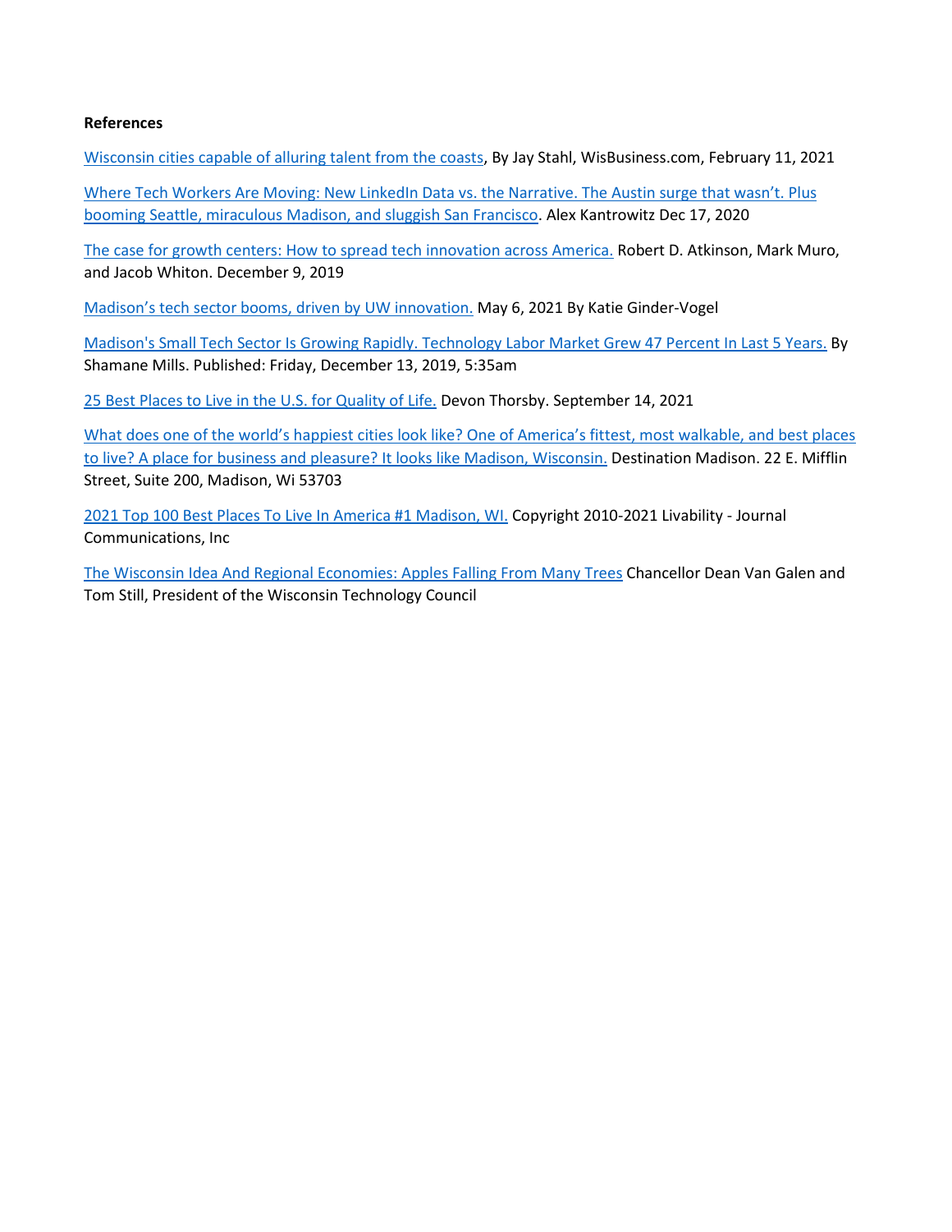**References**

Wisconsin cities capable of alluring talent from the coasts, By Jay Stahl, WisBusiness.com, February 11, 2021

Where Tech Workers Are Moving: New LinkedIn Data vs. the Narrative. The Austin surge that wasn't. Plus booming Seattle, miraculous Madison, and sluggish San Francisco. Alex Kantrowitz Dec 17, 2020

The case for growth centers: How to spread tech innovation across America. Robert D. Atkinson, Mark Muro, and Jacob Whiton. December 9, 2019

Madison's tech sector booms, driven by UW innovation. May 6, 2021 By Katie Ginder-Vogel

Madison's Small Tech Sector Is Growing Rapidly. Technology Labor Market Grew 47 Percent In Last 5 Years. By Shamane Mills. Published: Friday, December 13, 2019, 5:35am

25 Best Places to Live in the U.S. for Quality of Life. Devon Thorsby. September 14, 2021

What does one of the world's happiest cities look like? One of America's fittest, most walkable, and best places to live? A place for business and pleasure? It looks like Madison, Wisconsin. Destination Madison. 22 E. Mifflin Street, Suite 200, Madison, Wi 53703

2021 Top 100 Best Places To Live In America #1 Madison, WI. Copyright 2010-2021 Livability - Journal Communications, Inc

The Wisconsin Idea And Regional Economies: Apples Falling From Many Trees Chancellor Dean Van Galen and Tom Still, President of the Wisconsin Technology Council